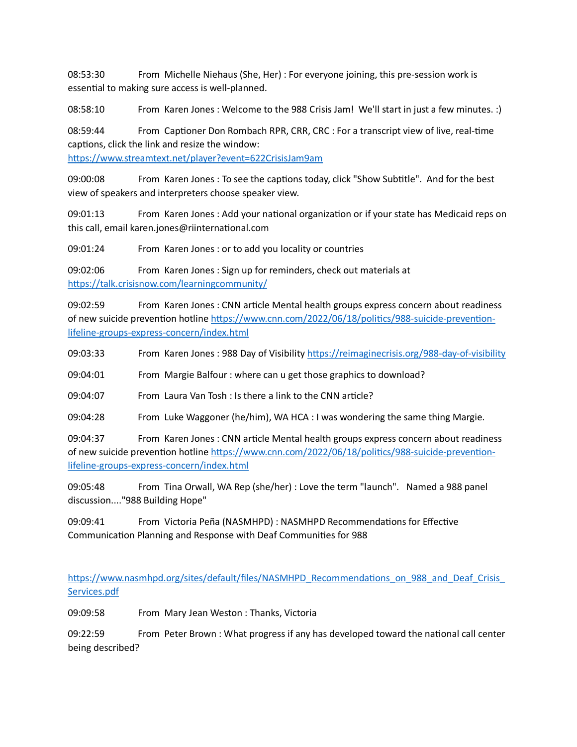08:53:30 From Michelle Niehaus (She, Her) : For everyone joining, this pre-session work is essential to making sure access is well-planned.

08:58:10 From Karen Jones : Welcome to the 988 Crisis Jam! We'll start in just a few minutes. :)

08:59:44 From Captioner Don Rombach RPR, CRR, CRC : For a transcript view of live, real-time captions, click the link and resize the window: https://www.streamtext.net/player?event=622CrisisJam9am

09:00:08 From Karen Jones : To see the captions today, click "Show Subtitle". And for the best view of speakers and interpreters choose speaker view.

09:01:13 From Karen Jones : Add your national organization or if your state has Medicaid reps on this call, email karen.jones@riinternational.com

09:01:24 From Karen Jones : or to add you locality or countries

09:02:06 From Karen Jones : Sign up for reminders, check out materials at https://talk.crisisnow.com/learningcommunity/

09:02:59 From Karen Jones : CNN article Mental health groups express concern about readiness of new suicide prevention hotline https://www.cnn.com/2022/06/18/politics/988-suicide-prevention-lifeline-groups-express-concern/index.html

09:03:33 From Karen Jones : 988 Day of Visibility https://reimaginecrisis.org/988-day-of-visibility

09:04:01 From Margie Balfour : where can u get those graphics to download?

09:04:07 From Laura Van Tosh : Is there a link to the CNN article?

09:04:28 From Luke Waggoner (he/him), WA HCA : I was wondering the same thing Margie.

09:04:37 From Karen Jones : CNN article Mental health groups express concern about readiness of new suicide prevention hotline https://www.cnn.com/2022/06/18/politics/988-suicide-prevention-lifeline-groups-express-concern/index.html

09:05:48 From Tina Orwall, WA Rep (she/her) : Love the term "launch". Named a 988 panel discussion...."988 Building Hope"

09:09:41 From Victoria Peña (NASMHPD) : NASMHPD Recommendations for Effective Communication Planning and Response with Deaf Communities for 988

https://www.nasmhpd.org/sites/default/files/NASMHPD_Recommendations_on_988_and_Deaf_Crisis_Services.pdf

09:09:58 From Mary Jean Weston : Thanks, Victoria

09:22:59 From Peter Brown : What progress if any has developed toward the national call center being described?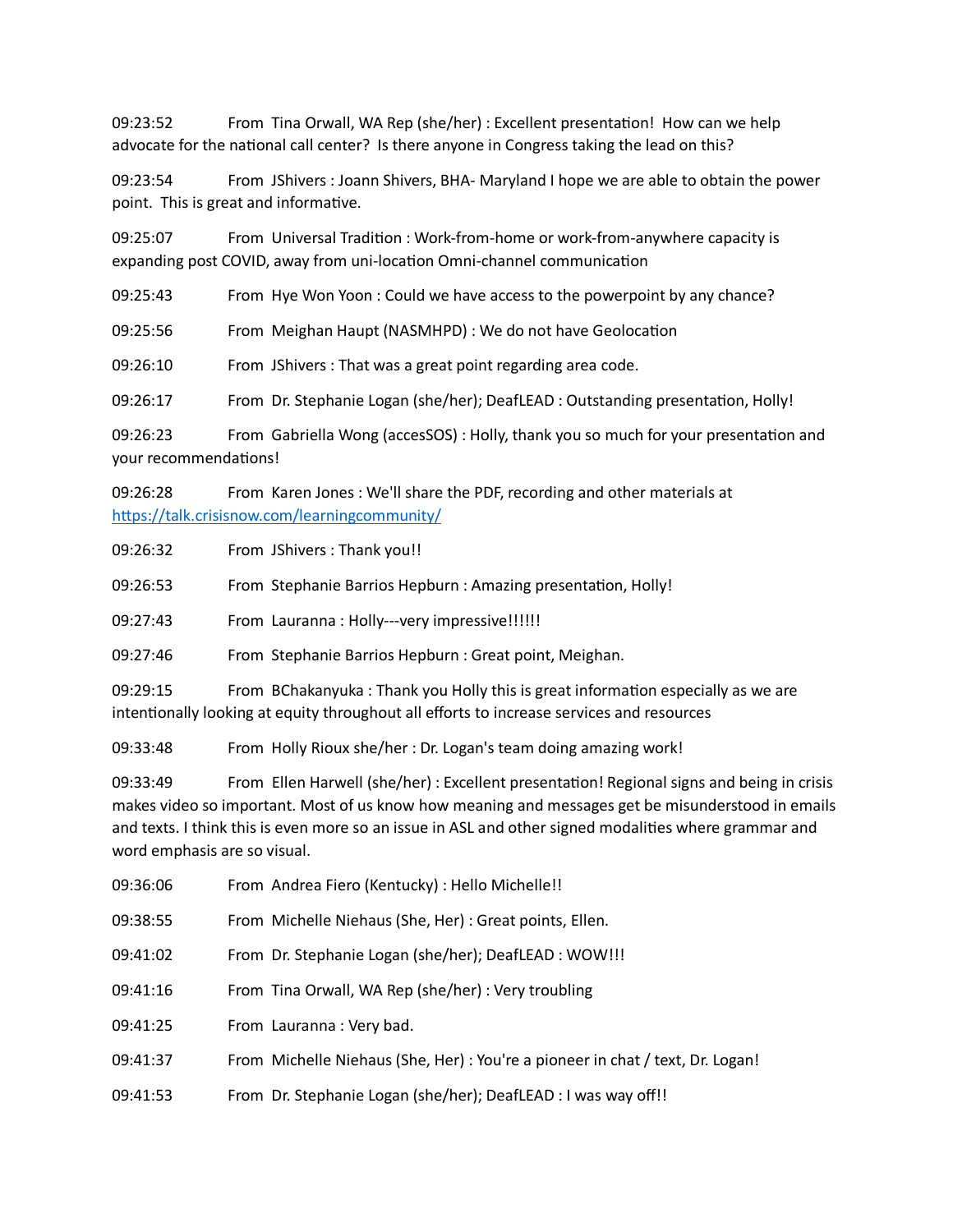09:23:52 From Tina Orwall, WA Rep (she/her) : Excellent presentation! How can we help advocate for the national call center? Is there anyone in Congress taking the lead on this?

09:23:54 From JShivers : Joann Shivers, BHA- Maryland I hope we are able to obtain the power point. This is great and informative.

09:25:07 From Universal Tradition : Work-from-home or work-from-anywhere capacity is expanding post COVID, away from uni-location Omni-channel communication

09:25:43 From Hye Won Yoon : Could we have access to the powerpoint by any chance?

09:25:56 From Meighan Haupt (NASMHPD) : We do not have Geolocation

09:26:10 From JShivers : That was a great point regarding area code.

09:26:17 From Dr. Stephanie Logan (she/her); DeafLEAD : Outstanding presentation, Holly!

09:26:23 From Gabriella Wong (accesSOS) : Holly, thank you so much for your presentation and your recommendations!

09:26:28 From Karen Jones : We'll share the PDF, recording and other materials at https://talk.crisisnow.com/learningcommunity/

09:26:32 From JShivers : Thank you!!

09:26:53 From Stephanie Barrios Hepburn : Amazing presentation, Holly!

09:27:43 From Lauranna : Holly---very impressive!!!!!!

09:27:46 From Stephanie Barrios Hepburn : Great point, Meighan.

09:29:15 From BChakanyuka : Thank you Holly this is great information especially as we are intentionally looking at equity throughout all efforts to increase services and resources

09:33:48 From Holly Rioux she/her : Dr. Logan's team doing amazing work!

09:33:49 From Ellen Harwell (she/her) : Excellent presentation! Regional signs and being in crisis makes video so important. Most of us know how meaning and messages get be misunderstood in emails and texts. I think this is even more so an issue in ASL and other signed modalities where grammar and word emphasis are so visual.

09:36:06 From Andrea Fiero (Kentucky) : Hello Michelle!!

09:38:55 From Michelle Niehaus (She, Her) : Great points, Ellen.

09:41:02 From Dr. Stephanie Logan (she/her); DeafLEAD : WOW!!!

09:41:16 From Tina Orwall, WA Rep (she/her) : Very troubling

09:41:25 From Lauranna : Very bad.

09:41:37 From Michelle Niehaus (She, Her) : You're a pioneer in chat / text, Dr. Logan!

09:41:53 From Dr. Stephanie Logan (she/her); DeafLEAD : I was way off!!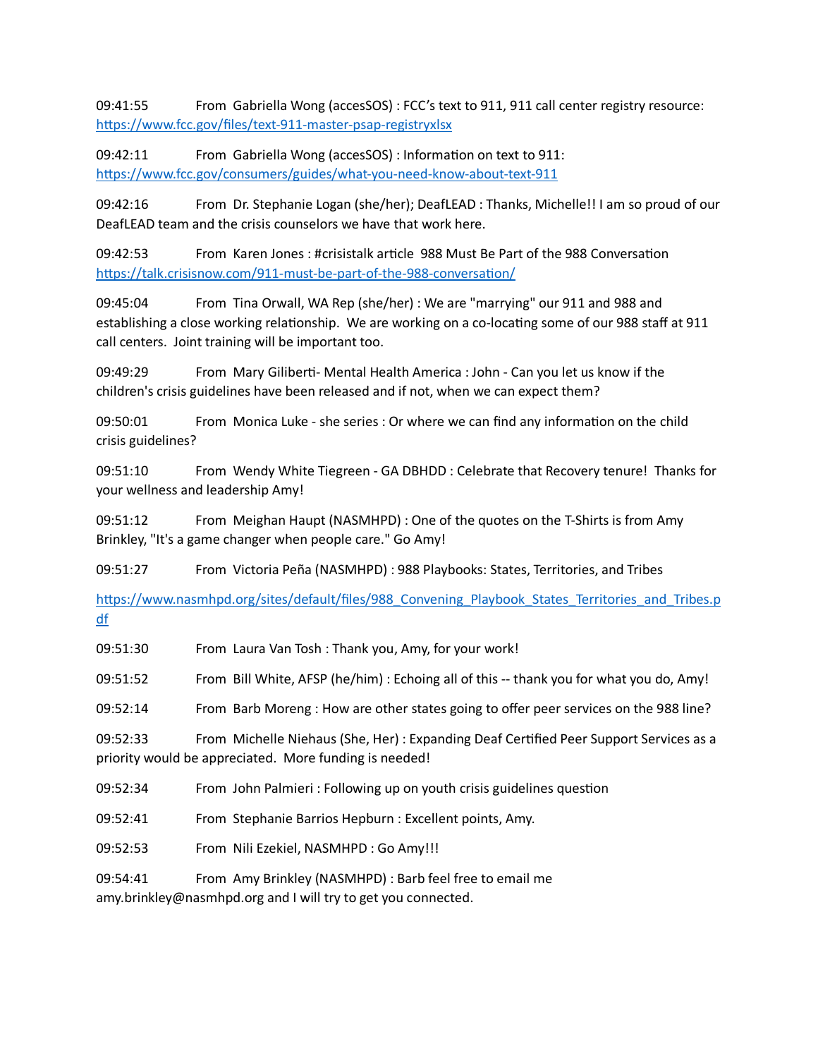09:41:55 From Gabriella Wong (accesSOS) : FCC's text to 911, 911 call center registry resource: https://www.fcc.gov/files/text-911-master-psap-registryxlsx

09:42:11 From Gabriella Wong (accesSOS) : Information on text to 911: https://www.fcc.gov/consumers/guides/what-you-need-know-about-text-911

09:42:16 From Dr. Stephanie Logan (she/her); DeafLEAD : Thanks, Michelle!! I am so proud of our DeafLEAD team and the crisis counselors we have that work here.

09:42:53 From Karen Jones : #crisistalk article 988 Must Be Part of the 988 Conversation https://talk.crisisnow.com/911-must-be-part-of-the-988-conversation/

09:45:04 From Tina Orwall, WA Rep (she/her) : We are "marrying" our 911 and 988 and establishing a close working relationship. We are working on a co-locating some of our 988 staff at 911 call centers. Joint training will be important too.

09:49:29 From Mary Giliberti- Mental Health America : John - Can you let us know if the children's crisis guidelines have been released and if not, when we can expect them?

09:50:01 From Monica Luke - she series : Or where we can find any information on the child crisis guidelines?

09:51:10 From Wendy White Tiegreen - GA DBHDD : Celebrate that Recovery tenure! Thanks for your wellness and leadership Amy!

09:51:12 From Meighan Haupt (NASMHPD) : One of the quotes on the T-Shirts is from Amy Brinkley, "It's a game changer when people care." Go Amy!

09:51:27 From Victoria Peña (NASMHPD) : 988 Playbooks: States, Territories, and Tribes

https://www.nasmhpd.org/sites/default/files/988_Convening_Playbook_States_Territories_and_Tribes.pdf

09:51:30 From Laura Van Tosh : Thank you, Amy, for your work!

09:51:52 From Bill White, AFSP (he/him) : Echoing all of this -- thank you for what you do, Amy!

09:52:14 From Barb Moreng : How are other states going to offer peer services on the 988 line?

09:52:33 From Michelle Niehaus (She, Her) : Expanding Deaf Certified Peer Support Services as a priority would be appreciated. More funding is needed!

09:52:34 From John Palmieri : Following up on youth crisis guidelines question

09:52:41 From Stephanie Barrios Hepburn : Excellent points, Amy.

09:52:53 From Nili Ezekiel, NASMHPD : Go Amy!!!

09:54:41 From Amy Brinkley (NASMHPD) : Barb feel free to email me amy.brinkley@nasmhpd.org and I will try to get you connected.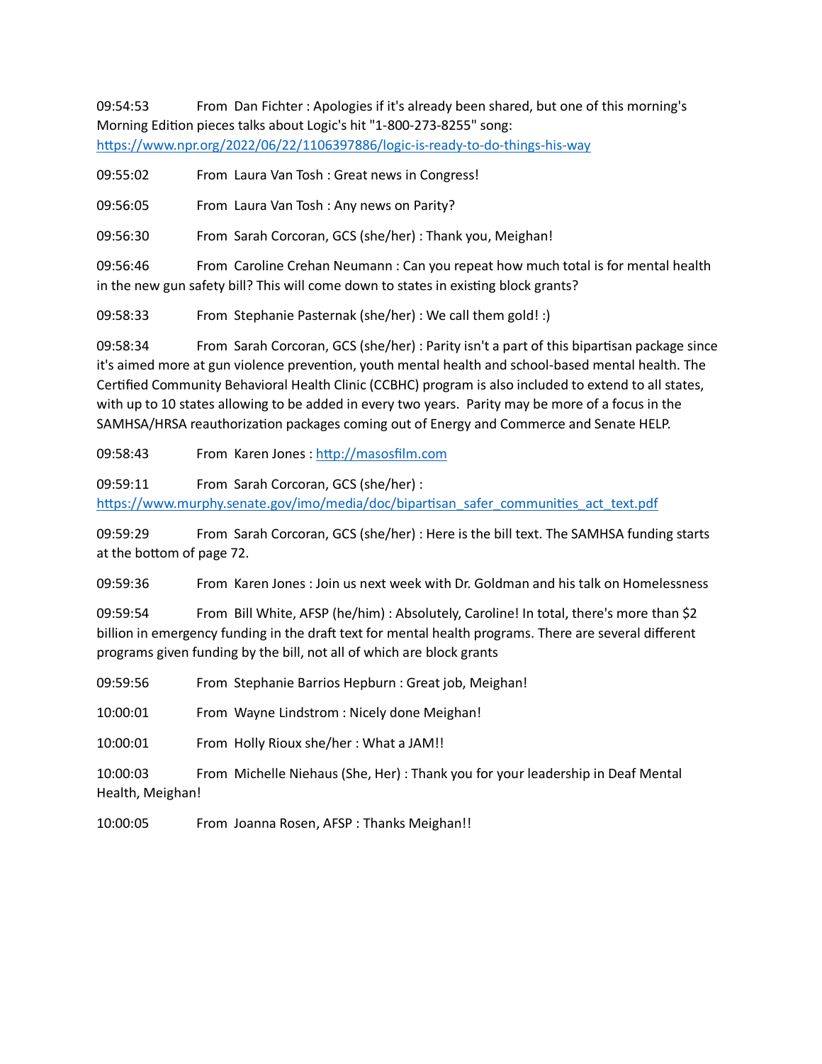09:54:53 From Dan Fichter : Apologies if it's already been shared, but one of this morning's Morning Edition pieces talks about Logic's hit "1-800-273-8255" song: https://www.npr.org/2022/06/22/1106397886/logic-is-ready-to-do-things-his-way

09:55:02 From Laura Van Tosh : Great news in Congress!

09:56:05 From Laura Van Tosh : Any news on Parity?

09:56:30 From Sarah Corcoran, GCS (she/her) : Thank you, Meighan!

09:56:46 From Caroline Crehan Neumann : Can you repeat how much total is for mental health in the new gun safety bill? This will come down to states in existing block grants?

09:58:33 From Stephanie Pasternak (she/her) : We call them gold! :)

09:58:34 From Sarah Corcoran, GCS (she/her) : Parity isn't a part of this bipartisan package since it's aimed more at gun violence prevention, youth mental health and school-based mental health. The Certified Community Behavioral Health Clinic (CCBHC) program is also included to extend to all states, with up to 10 states allowing to be added in every two years. Parity may be more of a focus in the SAMHSA/HRSA reauthorization packages coming out of Energy and Commerce and Senate HELP.

09:58:43 From Karen Jones : http://masosfilm.com

09:59:11 From Sarah Corcoran, GCS (she/her) : https://www.murphy.senate.gov/imo/media/doc/bipartisan_safer_communities_act_text.pdf

09:59:29 From Sarah Corcoran, GCS (she/her) : Here is the bill text. The SAMHSA funding starts at the bottom of page 72.

09:59:36 From Karen Jones : Join us next week with Dr. Goldman and his talk on Homelessness

09:59:54 From Bill White, AFSP (he/him) : Absolutely, Caroline! In total, there's more than $2 billion in emergency funding in the draft text for mental health programs. There are several different programs given funding by the bill, not all of which are block grants

09:59:56 From Stephanie Barrios Hepburn : Great job, Meighan!

10:00:01 From Wayne Lindstrom : Nicely done Meighan!

10:00:01 From Holly Rioux she/her : What a JAM!!

10:00:03 From Michelle Niehaus (She, Her) : Thank you for your leadership in Deaf Mental Health, Meighan!

10:00:05 From Joanna Rosen, AFSP : Thanks Meighan!!